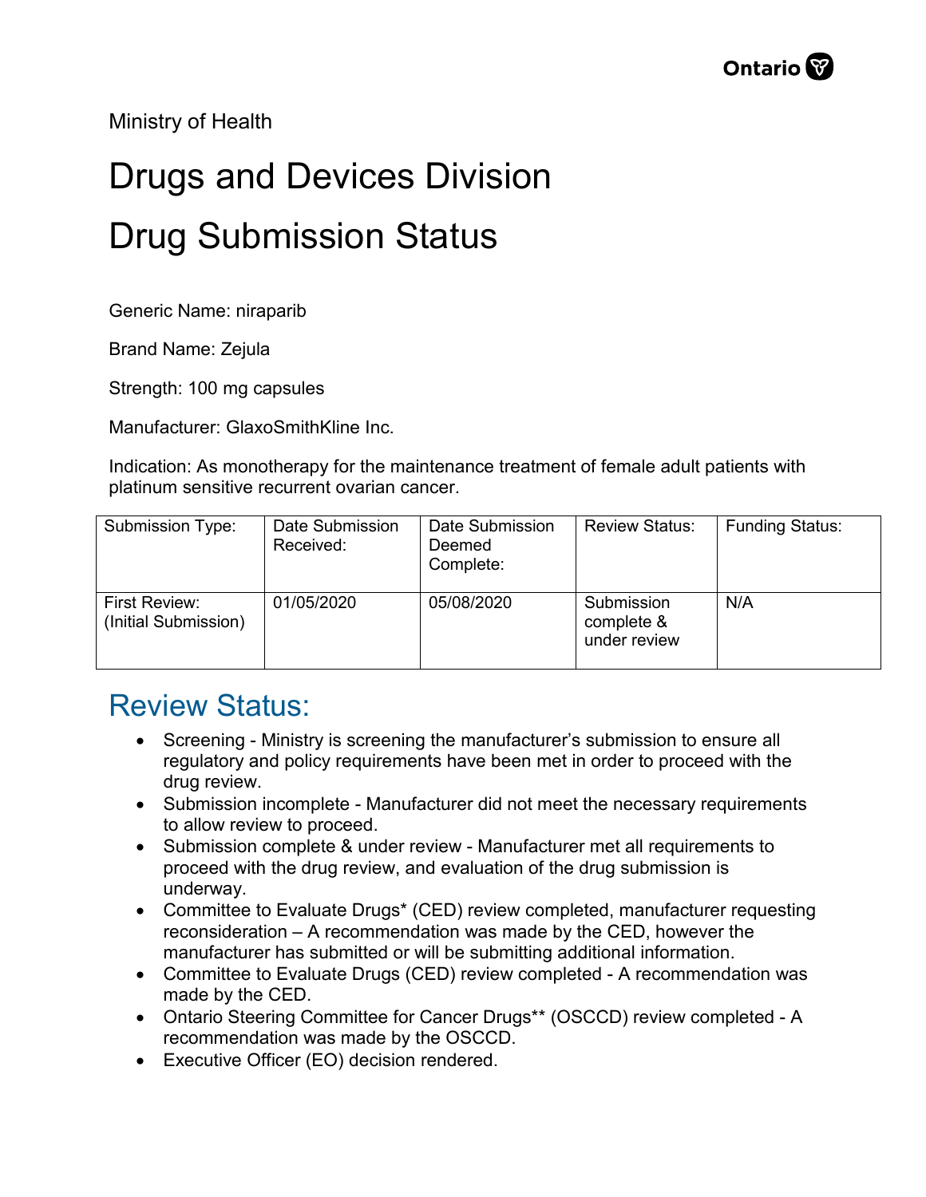Ministry of Health

# Drugs and Devices Division

# Drug Submission Status

Generic Name: niraparib

Brand Name: Zejula

Strength: 100 mg capsules

Manufacturer: GlaxoSmithKline Inc.

Indication: As monotherapy for the maintenance treatment of female adult patients with platinum sensitive recurrent ovarian cancer.

| Submission Type: | Date Submission Received: | Date Submission Deemed Complete: | Review Status: | Funding Status: |
|---|---|---|---|---|
| First Review: (Initial Submission) | 01/05/2020 | 05/08/2020 | Submission complete & under review | N/A |

## Review Status:

- Screening - Ministry is screening the manufacturer's submission to ensure all regulatory and policy requirements have been met in order to proceed with the drug review.
- Submission incomplete - Manufacturer did not meet the necessary requirements to allow review to proceed.
- Submission complete & under review - Manufacturer met all requirements to proceed with the drug review, and evaluation of the drug submission is underway.
- Committee to Evaluate Drugs* (CED) review completed, manufacturer requesting reconsideration – A recommendation was made by the CED, however the manufacturer has submitted or will be submitting additional information.
- Committee to Evaluate Drugs (CED) review completed - A recommendation was made by the CED.
- Ontario Steering Committee for Cancer Drugs** (OSCCD) review completed - A recommendation was made by the OSCCD.
- Executive Officer (EO) decision rendered.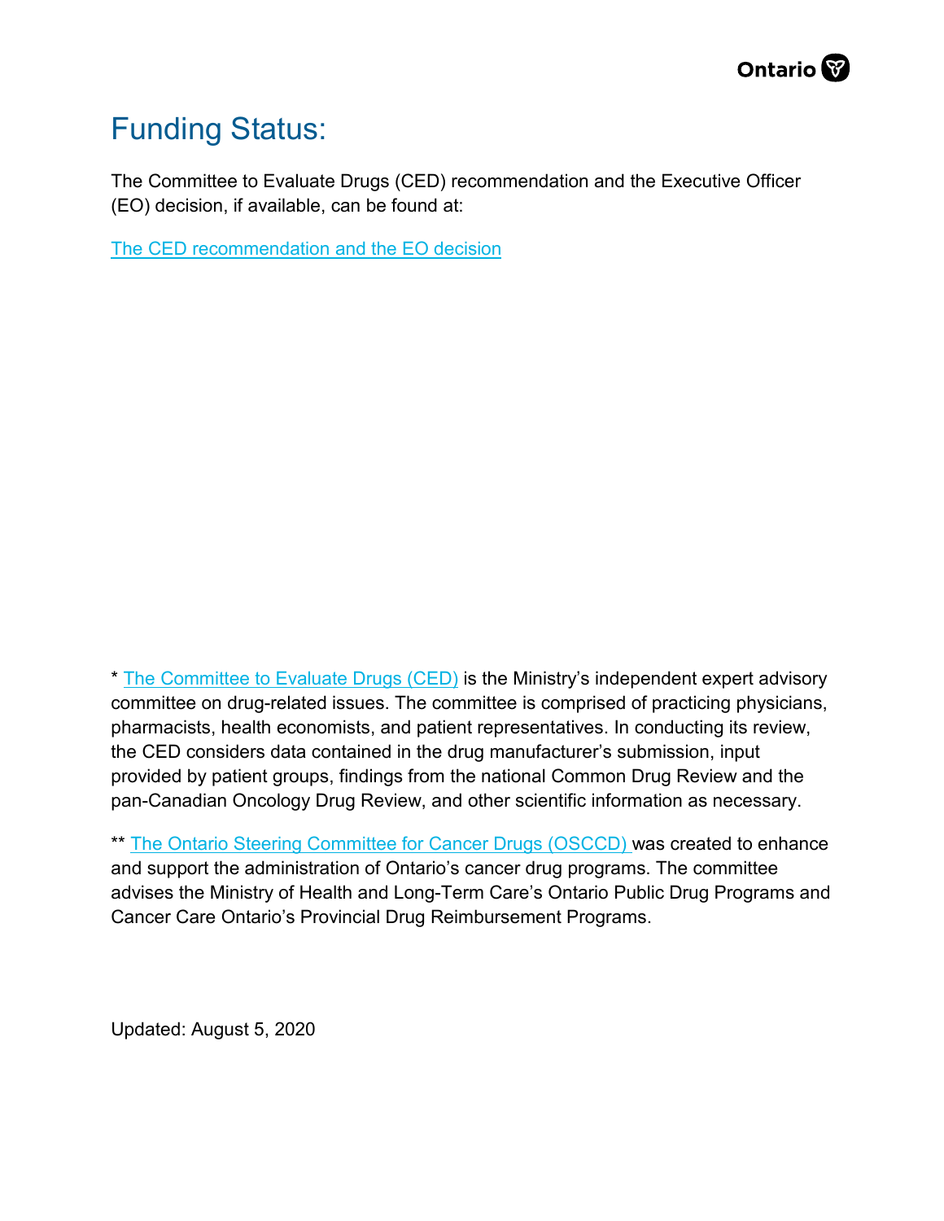# Funding Status:

The Committee to Evaluate Drugs (CED) recommendation and the Executive Officer (EO) decision, if available, can be found at:

The CED recommendation and the EO decision

* The Committee to Evaluate Drugs (CED) is the Ministry's independent expert advisory committee on drug-related issues. The committee is comprised of practicing physicians, pharmacists, health economists, and patient representatives. In conducting its review, the CED considers data contained in the drug manufacturer's submission, input provided by patient groups, findings from the national Common Drug Review and the pan-Canadian Oncology Drug Review, and other scientific information as necessary.

** The Ontario Steering Committee for Cancer Drugs (OSCCD) was created to enhance and support the administration of Ontario's cancer drug programs. The committee advises the Ministry of Health and Long-Term Care's Ontario Public Drug Programs and Cancer Care Ontario's Provincial Drug Reimbursement Programs.

Updated: August 5, 2020